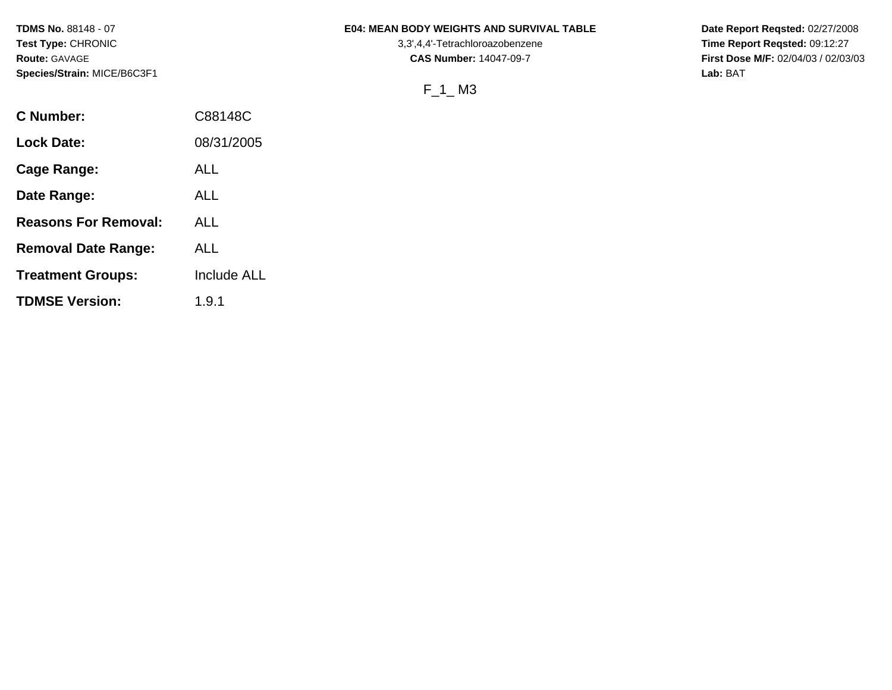**TDMS No.** 88148 - 07
**Test Type:** CHRONIC
**Route:** GAVAGE
**Species/Strain:** MICE/B6C3F1

**E04: MEAN BODY WEIGHTS AND SURVIVAL TABLE**
3,3',4,4'-Tetrachloroazobenzene
**CAS Number:** 14047-09-7

**Date Report Reqsted:** 02/27/2008
**Time Report Reqsted:** 09:12:27
**First Dose M/F:** 02/04/03 / 02/03/03
**Lab:** BAT

F_1_ M3

| | |
|---|---|
| **C Number:** | C88148C |
| **Lock Date:** | 08/31/2005 |
| **Cage Range:** | ALL |
| **Date Range:** | ALL |
| **Reasons For Removal:** | ALL |
| **Removal Date Range:** | ALL |
| **Treatment Groups:** | Include ALL |
| **TDMSE Version:** | 1.9.1 |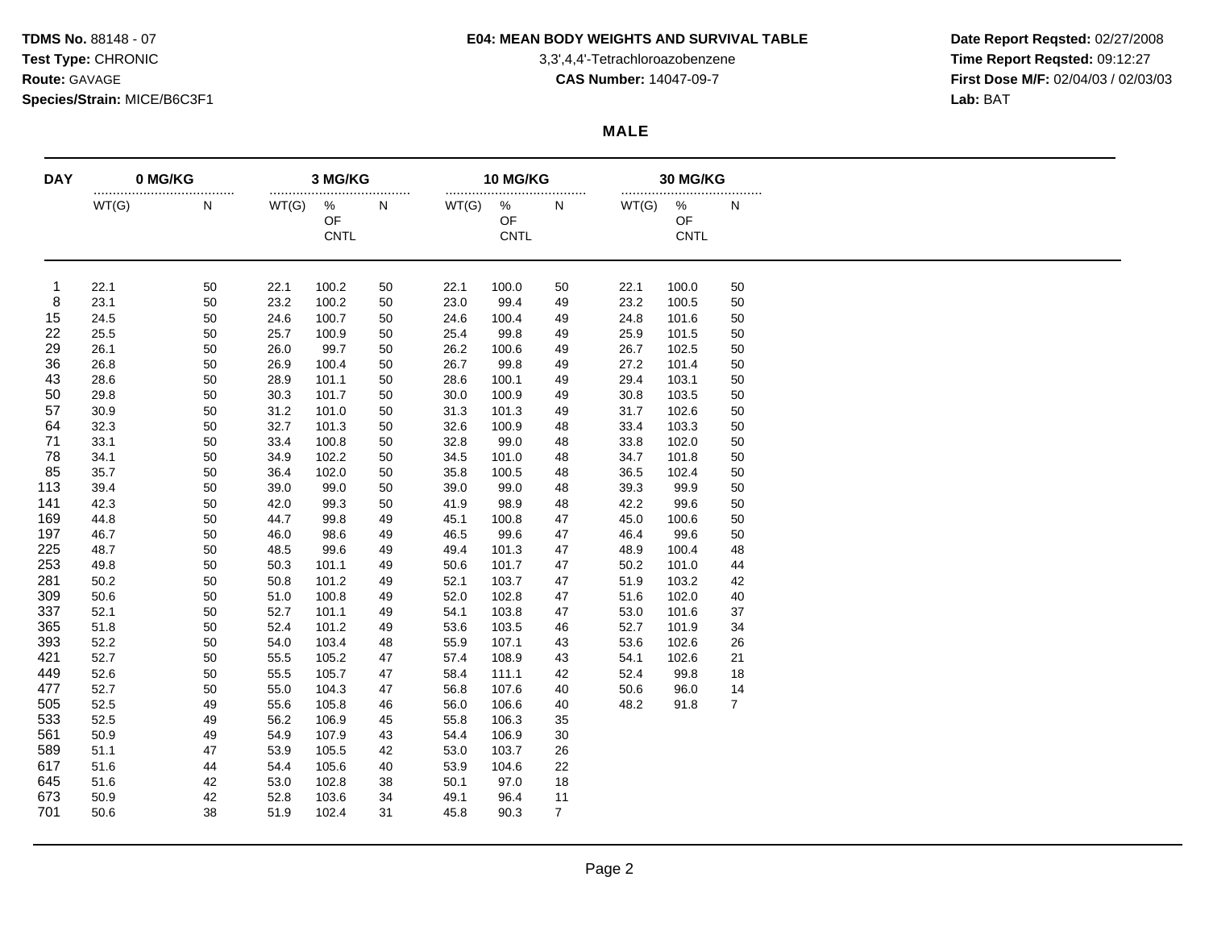**TDMS No.** 88148 - 07
**Test Type:** CHRONIC
**Route:** GAVAGE
**Species/Strain:** MICE/B6C3F1

**E04: MEAN BODY WEIGHTS AND SURVIVAL TABLE**
3,3',4,4'-Tetrachloroazobenzene
**CAS Number:** 14047-09-7

**Date Report Reqsted:** 02/27/2008
**Time Report Reqsted:** 09:12:27
**First Dose M/F:** 02/04/03 / 02/03/03
**Lab:** BAT

## MALE

| DAY | 0 MG/KG | | 3 MG/KG | | | 10 MG/KG | | | 30 MG/KG | | |
|---|---|---|---|---|---|---|---|---|---|---|---|
| | WT(G) | N | WT(G) | % OF CNTL | N | WT(G) | % OF CNTL | N | WT(G) | % OF CNTL | N |
| 1 | 22.1 | 50 | 22.1 | 100.2 | 50 | 22.1 | 100.0 | 50 | 22.1 | 100.0 | 50 |
| 8 | 23.1 | 50 | 23.2 | 100.2 | 50 | 23.0 | 99.4 | 49 | 23.2 | 100.5 | 50 |
| 15 | 24.5 | 50 | 24.6 | 100.7 | 50 | 24.6 | 100.4 | 49 | 24.8 | 101.6 | 50 |
| 22 | 25.5 | 50 | 25.7 | 100.9 | 50 | 25.4 | 99.8 | 49 | 25.9 | 101.5 | 50 |
| 29 | 26.1 | 50 | 26.0 | 99.7 | 50 | 26.2 | 100.6 | 49 | 26.7 | 102.5 | 50 |
| 36 | 26.8 | 50 | 26.9 | 100.4 | 50 | 26.7 | 99.8 | 49 | 27.2 | 101.4 | 50 |
| 43 | 28.6 | 50 | 28.9 | 101.1 | 50 | 28.6 | 100.1 | 49 | 29.4 | 103.1 | 50 |
| 50 | 29.8 | 50 | 30.3 | 101.7 | 50 | 30.0 | 100.9 | 49 | 30.8 | 103.5 | 50 |
| 57 | 30.9 | 50 | 31.2 | 101.0 | 50 | 31.3 | 101.3 | 49 | 31.7 | 102.6 | 50 |
| 64 | 32.3 | 50 | 32.7 | 101.3 | 50 | 32.6 | 100.9 | 48 | 33.4 | 103.3 | 50 |
| 71 | 33.1 | 50 | 33.4 | 100.8 | 50 | 32.8 | 99.0 | 48 | 33.8 | 102.0 | 50 |
| 78 | 34.1 | 50 | 34.9 | 102.2 | 50 | 34.5 | 101.0 | 48 | 34.7 | 101.8 | 50 |
| 85 | 35.7 | 50 | 36.4 | 102.0 | 50 | 35.8 | 100.5 | 48 | 36.5 | 102.4 | 50 |
| 113 | 39.4 | 50 | 39.0 | 99.0 | 50 | 39.0 | 99.0 | 48 | 39.3 | 99.9 | 50 |
| 141 | 42.3 | 50 | 42.0 | 99.3 | 50 | 41.9 | 98.9 | 48 | 42.2 | 99.6 | 50 |
| 169 | 44.8 | 50 | 44.7 | 99.8 | 49 | 45.1 | 100.8 | 47 | 45.0 | 100.6 | 50 |
| 197 | 46.7 | 50 | 46.0 | 98.6 | 49 | 46.5 | 99.6 | 47 | 46.4 | 99.6 | 50 |
| 225 | 48.7 | 50 | 48.5 | 99.6 | 49 | 49.4 | 101.3 | 47 | 48.9 | 100.4 | 48 |
| 253 | 49.8 | 50 | 50.3 | 101.1 | 49 | 50.6 | 101.7 | 47 | 50.2 | 101.0 | 44 |
| 281 | 50.2 | 50 | 50.8 | 101.2 | 49 | 52.1 | 103.7 | 47 | 51.9 | 103.2 | 42 |
| 309 | 50.6 | 50 | 51.0 | 100.8 | 49 | 52.0 | 102.8 | 47 | 51.6 | 102.0 | 40 |
| 337 | 52.1 | 50 | 52.7 | 101.1 | 49 | 54.1 | 103.8 | 47 | 53.0 | 101.6 | 37 |
| 365 | 51.8 | 50 | 52.4 | 101.2 | 49 | 53.6 | 103.5 | 46 | 52.7 | 101.9 | 34 |
| 393 | 52.2 | 50 | 54.0 | 103.4 | 48 | 55.9 | 107.1 | 43 | 53.6 | 102.6 | 26 |
| 421 | 52.7 | 50 | 55.5 | 105.2 | 47 | 57.4 | 108.9 | 43 | 54.1 | 102.6 | 21 |
| 449 | 52.6 | 50 | 55.5 | 105.7 | 47 | 58.4 | 111.1 | 42 | 52.4 | 99.8 | 18 |
| 477 | 52.7 | 50 | 55.0 | 104.3 | 47 | 56.8 | 107.6 | 40 | 50.6 | 96.0 | 14 |
| 505 | 52.5 | 49 | 55.6 | 105.8 | 46 | 56.0 | 106.6 | 40 | 48.2 | 91.8 | 7 |
| 533 | 52.5 | 49 | 56.2 | 106.9 | 45 | 55.8 | 106.3 | 35 | | | |
| 561 | 50.9 | 49 | 54.9 | 107.9 | 43 | 54.4 | 106.9 | 30 | | | |
| 589 | 51.1 | 47 | 53.9 | 105.5 | 42 | 53.0 | 103.7 | 26 | | | |
| 617 | 51.6 | 44 | 54.4 | 105.6 | 40 | 53.9 | 104.6 | 22 | | | |
| 645 | 51.6 | 42 | 53.0 | 102.8 | 38 | 50.1 | 97.0 | 18 | | | |
| 673 | 50.9 | 42 | 52.8 | 103.6 | 34 | 49.1 | 96.4 | 11 | | | |
| 701 | 50.6 | 38 | 51.9 | 102.4 | 31 | 45.8 | 90.3 | 7 | | | |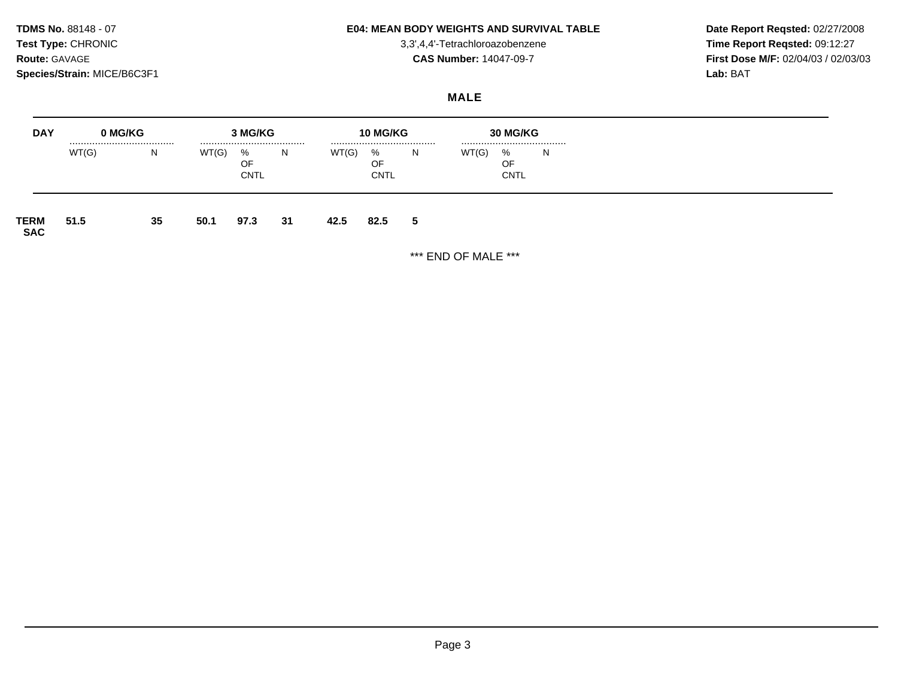**TDMS No.** 88148 - 07
**Test Type:** CHRONIC
**Route:** GAVAGE
**Species/Strain:** MICE/B6C3F1

**E04: MEAN BODY WEIGHTS AND SURVIVAL TABLE**
3,3',4,4'-Tetrachloroazobenzene
**CAS Number:** 14047-09-7

**Date Report Reqsted:** 02/27/2008
**Time Report Reqsted:** 09:12:27
**First Dose M/F:** 02/04/03 / 02/03/03
**Lab:** BAT

**MALE**

| DAY | 0 MG/KG | | 3 MG/KG | | | 10 MG/KG | | | 30 MG/KG | | |
|---|---|---|---|---|---|---|---|---|---|---|---|
| | WT(G) | N | WT(G) | % OF CNTL | N | WT(G) | % OF CNTL | N | WT(G) | % OF CNTL | N |
| **TERM SAC** | **51.5** | **35** | **50.1** | **97.3** | **31** | **42.5** | **82.5** | **5** | | | |

*** END OF MALE ***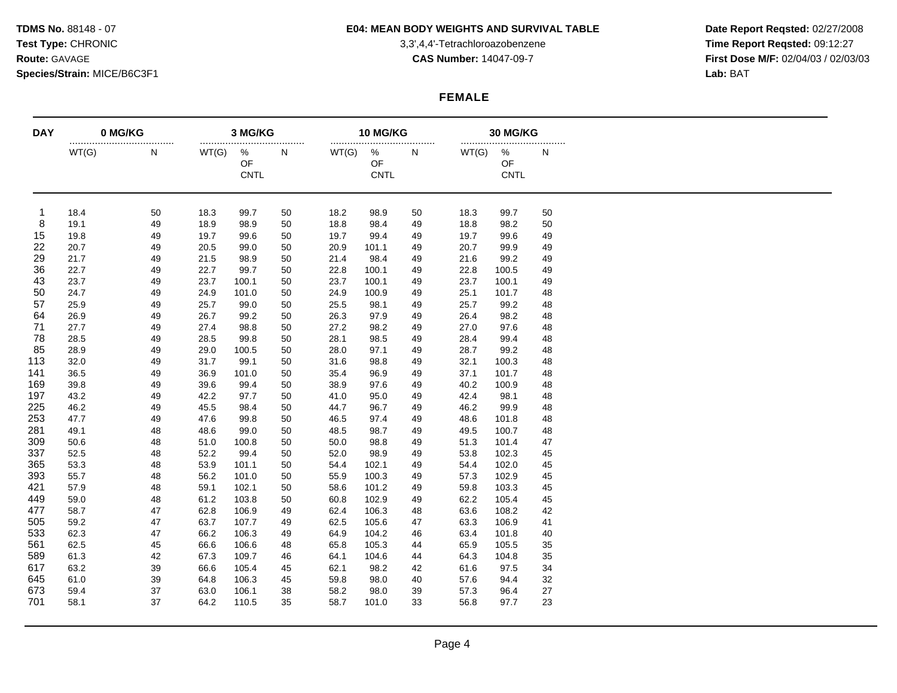**TDMS No.** 88148 - 07
**Test Type:** CHRONIC
**Route:** GAVAGE
**Species/Strain:** MICE/B6C3F1

**E04: MEAN BODY WEIGHTS AND SURVIVAL TABLE**
3,3',4,4'-Tetrachloroazobenzene
**CAS Number:** 14047-09-7

**Date Report Reqsted:** 02/27/2008
**Time Report Reqsted:** 09:12:27
**First Dose M/F:** 02/04/03 / 02/03/03
**Lab:** BAT

## FEMALE

| DAY | 0 MG/KG | | 3 MG/KG | | | 10 MG/KG | | | 30 MG/KG | | |
|---|---|---|---|---|---|---|---|---|---|---|---|
| | WT(G) | N | WT(G) | % OF CNTL | N | WT(G) | % OF CNTL | N | WT(G) | % OF CNTL | N |
| 1 | 18.4 | 50 | 18.3 | 99.7 | 50 | 18.2 | 98.9 | 50 | 18.3 | 99.7 | 50 |
| 8 | 19.1 | 49 | 18.9 | 98.9 | 50 | 18.8 | 98.4 | 49 | 18.8 | 98.2 | 50 |
| 15 | 19.8 | 49 | 19.7 | 99.6 | 50 | 19.7 | 99.4 | 49 | 19.7 | 99.6 | 49 |
| 22 | 20.7 | 49 | 20.5 | 99.0 | 50 | 20.9 | 101.1 | 49 | 20.7 | 99.9 | 49 |
| 29 | 21.7 | 49 | 21.5 | 98.9 | 50 | 21.4 | 98.4 | 49 | 21.6 | 99.2 | 49 |
| 36 | 22.7 | 49 | 22.7 | 99.7 | 50 | 22.8 | 100.1 | 49 | 22.8 | 100.5 | 49 |
| 43 | 23.7 | 49 | 23.7 | 100.1 | 50 | 23.7 | 100.1 | 49 | 23.7 | 100.1 | 49 |
| 50 | 24.7 | 49 | 24.9 | 101.0 | 50 | 24.9 | 100.9 | 49 | 25.1 | 101.7 | 48 |
| 57 | 25.9 | 49 | 25.7 | 99.0 | 50 | 25.5 | 98.1 | 49 | 25.7 | 99.2 | 48 |
| 64 | 26.9 | 49 | 26.7 | 99.2 | 50 | 26.3 | 97.9 | 49 | 26.4 | 98.2 | 48 |
| 71 | 27.7 | 49 | 27.4 | 98.8 | 50 | 27.2 | 98.2 | 49 | 27.0 | 97.6 | 48 |
| 78 | 28.5 | 49 | 28.5 | 99.8 | 50 | 28.1 | 98.5 | 49 | 28.4 | 99.4 | 48 |
| 85 | 28.9 | 49 | 29.0 | 100.5 | 50 | 28.0 | 97.1 | 49 | 28.7 | 99.2 | 48 |
| 113 | 32.0 | 49 | 31.7 | 99.1 | 50 | 31.6 | 98.8 | 49 | 32.1 | 100.3 | 48 |
| 141 | 36.5 | 49 | 36.9 | 101.0 | 50 | 35.4 | 96.9 | 49 | 37.1 | 101.7 | 48 |
| 169 | 39.8 | 49 | 39.6 | 99.4 | 50 | 38.9 | 97.6 | 49 | 40.2 | 100.9 | 48 |
| 197 | 43.2 | 49 | 42.2 | 97.7 | 50 | 41.0 | 95.0 | 49 | 42.4 | 98.1 | 48 |
| 225 | 46.2 | 49 | 45.5 | 98.4 | 50 | 44.7 | 96.7 | 49 | 46.2 | 99.9 | 48 |
| 253 | 47.7 | 49 | 47.6 | 99.8 | 50 | 46.5 | 97.4 | 49 | 48.6 | 101.8 | 48 |
| 281 | 49.1 | 48 | 48.6 | 99.0 | 50 | 48.5 | 98.7 | 49 | 49.5 | 100.7 | 48 |
| 309 | 50.6 | 48 | 51.0 | 100.8 | 50 | 50.0 | 98.8 | 49 | 51.3 | 101.4 | 47 |
| 337 | 52.5 | 48 | 52.2 | 99.4 | 50 | 52.0 | 98.9 | 49 | 53.8 | 102.3 | 45 |
| 365 | 53.3 | 48 | 53.9 | 101.1 | 50 | 54.4 | 102.1 | 49 | 54.4 | 102.0 | 45 |
| 393 | 55.7 | 48 | 56.2 | 101.0 | 50 | 55.9 | 100.3 | 49 | 57.3 | 102.9 | 45 |
| 421 | 57.9 | 48 | 59.1 | 102.1 | 50 | 58.6 | 101.2 | 49 | 59.8 | 103.3 | 45 |
| 449 | 59.0 | 48 | 61.2 | 103.8 | 50 | 60.8 | 102.9 | 49 | 62.2 | 105.4 | 45 |
| 477 | 58.7 | 47 | 62.8 | 106.9 | 49 | 62.4 | 106.3 | 48 | 63.6 | 108.2 | 42 |
| 505 | 59.2 | 47 | 63.7 | 107.7 | 49 | 62.5 | 105.6 | 47 | 63.3 | 106.9 | 41 |
| 533 | 62.3 | 47 | 66.2 | 106.3 | 49 | 64.9 | 104.2 | 46 | 63.4 | 101.8 | 40 |
| 561 | 62.5 | 45 | 66.6 | 106.6 | 48 | 65.8 | 105.3 | 44 | 65.9 | 105.5 | 35 |
| 589 | 61.3 | 42 | 67.3 | 109.7 | 46 | 64.1 | 104.6 | 44 | 64.3 | 104.8 | 35 |
| 617 | 63.2 | 39 | 66.6 | 105.4 | 45 | 62.1 | 98.2 | 42 | 61.6 | 97.5 | 34 |
| 645 | 61.0 | 39 | 64.8 | 106.3 | 45 | 59.8 | 98.0 | 40 | 57.6 | 94.4 | 32 |
| 673 | 59.4 | 37 | 63.0 | 106.1 | 38 | 58.2 | 98.0 | 39 | 57.3 | 96.4 | 27 |
| 701 | 58.1 | 37 | 64.2 | 110.5 | 35 | 58.7 | 101.0 | 33 | 56.8 | 97.7 | 23 |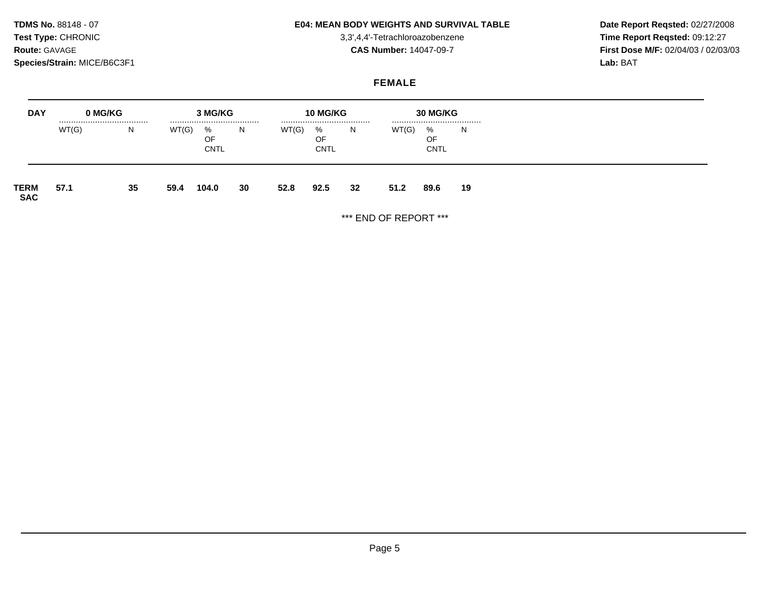**TDMS No.** 88148 - 07
**Test Type:** CHRONIC
**Route:** GAVAGE
**Species/Strain:** MICE/B6C3F1

**E04: MEAN BODY WEIGHTS AND SURVIVAL TABLE**
3,3',4,4'-Tetrachloroazobenzene
**CAS Number:** 14047-09-7

**Date Report Reqsted:** 02/27/2008
**Time Report Reqsted:** 09:12:27
**First Dose M/F:** 02/04/03 / 02/03/03
**Lab:** BAT

**FEMALE**

| DAY | 0 MG/KG | | 3 MG/KG | | | 10 MG/KG | | | 30 MG/KG | | |
|---|---|---|---|---|---|---|---|---|---|---|---|
| | WT(G) | N | WT(G) | % OF CNTL | N | WT(G) | % OF CNTL | N | WT(G) | % OF CNTL | N |
| **TERM SAC** | **57.1** | **35** | **59.4** | **104.0** | **30** | **52.8** | **92.5** | **32** | **51.2** | **89.6** | **19** |

*** END OF REPORT ***